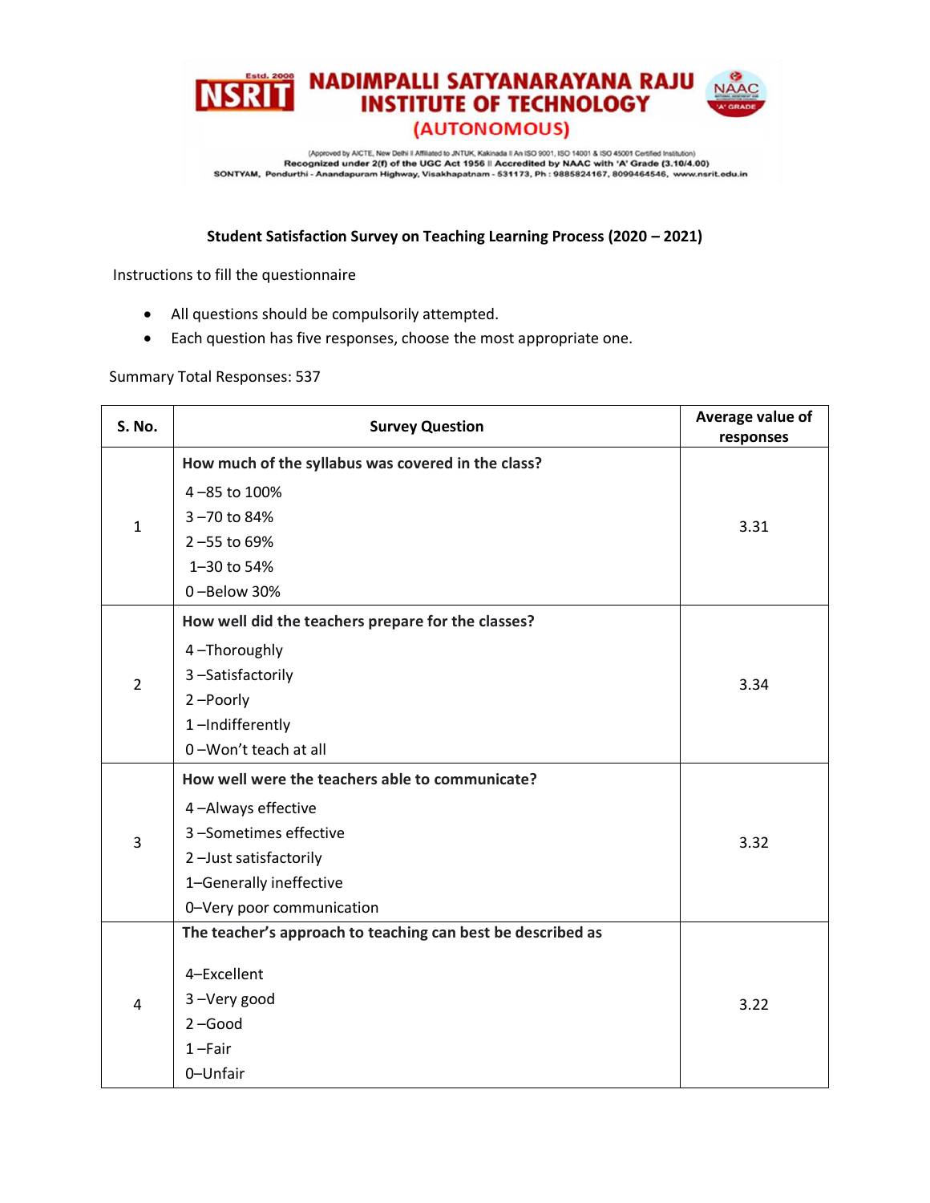# NADIMPALLI SATYANARAYANA RAJU INSTITUTE OF TECHNOLOGY

## (AUTONOMOUS)

(Approved by AICTE, New Delhi || Affiliated to JNTUK, Kakinada || An ISO 9001, ISO 14001 & ISO 45001 Certified Institution)
Recognized under 2(f) of the UGC Act 1956 || Accredited by NAAC with 'A' Grade (3.10/4.00)
SONTYAM, Pendurthi - Anandapuram Highway, Visakhapatnam - 531173, Ph : 9885824167, 8099464546, www.nsrit.edu.in

### Student Satisfaction Survey on Teaching Learning Process (2020 – 2021)

Instructions to fill the questionnaire

- All questions should be compulsorily attempted.
- Each question has five responses, choose the most appropriate one.

Summary Total Responses: 537

| S. No. | Survey Question | Average value of responses |
|---|---|---|
| 1 | **How much of the syllabus was covered in the class?**<br>4 –85 to 100%<br>3 –70 to 84%<br>2 –55 to 69%<br>1–30 to 54%<br>0 –Below 30% | 3.31 |
| 2 | **How well did the teachers prepare for the classes?**<br>4 –Thoroughly<br>3 –Satisfactorily<br>2 –Poorly<br>1 –Indifferently<br>0 –Won't teach at all | 3.34 |
| 3 | **How well were the teachers able to communicate?**<br>4 –Always effective<br>3 –Sometimes effective<br>2 –Just satisfactorily<br>1–Generally ineffective<br>0–Very poor communication | 3.32 |
| 4 | **The teacher's approach to teaching can best be described as**<br>4–Excellent<br>3 –Very good<br>2 –Good<br>1 –Fair<br>0–Unfair | 3.22 |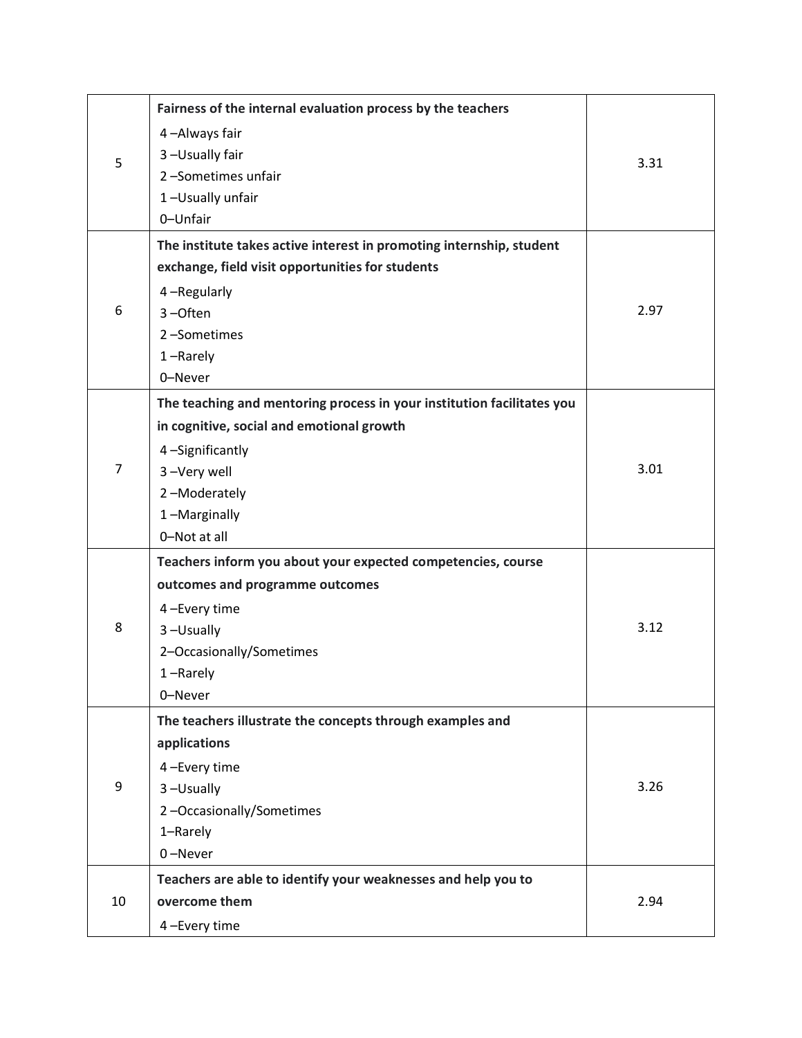| | | |
|---|---|---|
| 5 | **Fairness of the internal evaluation process by the teachers**<br>4 –Always fair<br>3 –Usually fair<br>2 –Sometimes unfair<br>1 –Usually unfair<br>0–Unfair | 3.31 |
| 6 | **The institute takes active interest in promoting internship, student exchange, field visit opportunities for students**<br>4 –Regularly<br>3 –Often<br>2 –Sometimes<br>1 –Rarely<br>0–Never | 2.97 |
| 7 | **The teaching and mentoring process in your institution facilitates you in cognitive, social and emotional growth**<br>4 –Significantly<br>3 –Very well<br>2 –Moderately<br>1 –Marginally<br>0–Not at all | 3.01 |
| 8 | **Teachers inform you about your expected competencies, course outcomes and programme outcomes**<br>4 –Every time<br>3 –Usually<br>2–Occasionally/Sometimes<br>1 –Rarely<br>0–Never | 3.12 |
| 9 | **The teachers illustrate the concepts through examples and applications**<br>4 –Every time<br>3 –Usually<br>2 –Occasionally/Sometimes<br>1–Rarely<br>0 –Never | 3.26 |
| 10 | **Teachers are able to identify your weaknesses and help you to overcome them**<br>4 –Every time | 2.94 |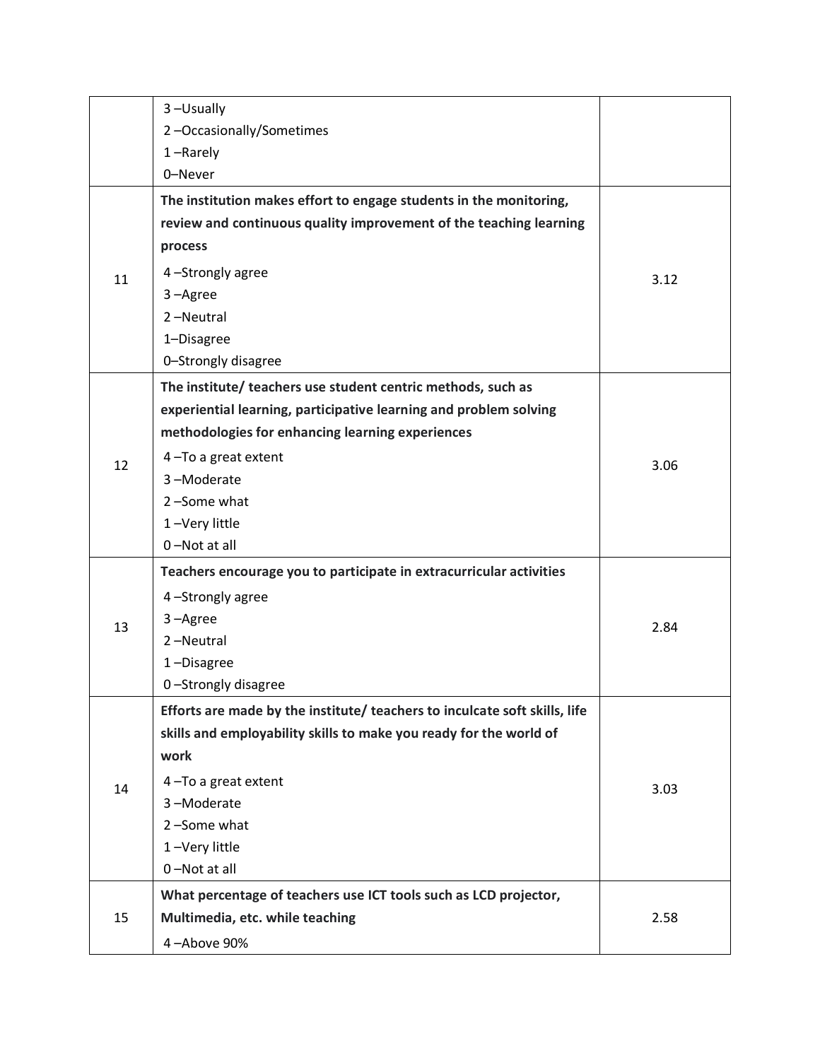| | | |
|---|---|---|
| | 3 –Usually<br>2 –Occasionally/Sometimes<br>1 –Rarely<br>0–Never | |
| 11 | **The institution makes effort to engage students in the monitoring, review and continuous quality improvement of the teaching learning process**<br>4 –Strongly agree<br>3 –Agree<br>2 –Neutral<br>1–Disagree<br>0–Strongly disagree | 3.12 |
| 12 | **The institute/ teachers use student centric methods, such as experiential learning, participative learning and problem solving methodologies for enhancing learning experiences**<br>4 –To a great extent<br>3 –Moderate<br>2 –Some what<br>1 –Very little<br>0 –Not at all | 3.06 |
| 13 | **Teachers encourage you to participate in extracurricular activities**<br>4 –Strongly agree<br>3 –Agree<br>2 –Neutral<br>1 –Disagree<br>0 –Strongly disagree | 2.84 |
| 14 | **Efforts are made by the institute/ teachers to inculcate soft skills, life skills and employability skills to make you ready for the world of work**<br>4 –To a great extent<br>3 –Moderate<br>2 –Some what<br>1 –Very little<br>0 –Not at all | 3.03 |
| 15 | **What percentage of teachers use ICT tools such as LCD projector, Multimedia, etc. while teaching**<br>4 –Above 90% | 2.58 |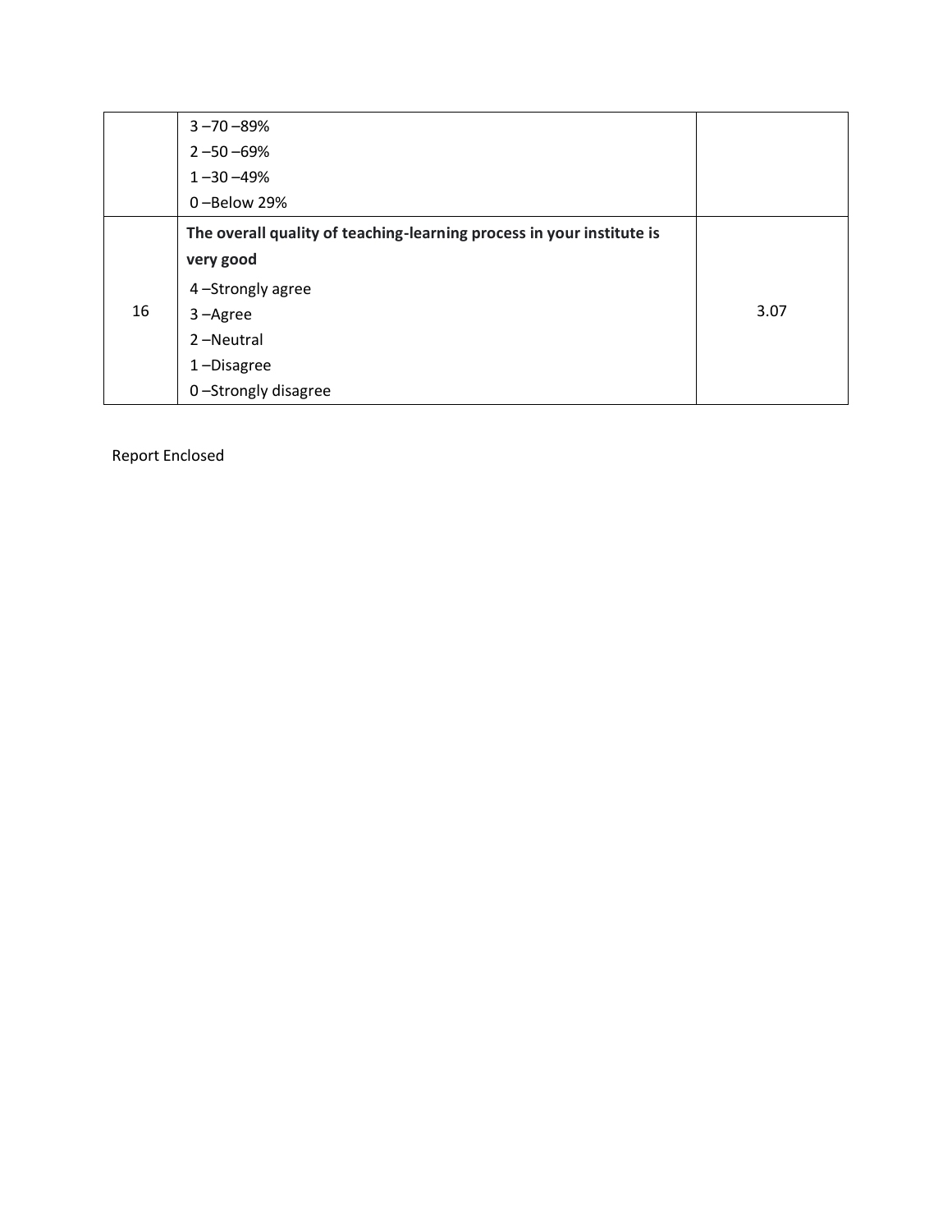| | | |
|---|---|---|
| | 3 –70 –89%<br>2 –50 –69%<br>1 –30 –49%<br>0 –Below 29% | |
| 16 | **The overall quality of teaching-learning process in your institute is very good**<br>4 –Strongly agree<br>3 –Agree<br>2 –Neutral<br>1 –Disagree<br>0 –Strongly disagree | 3.07 |

Report Enclosed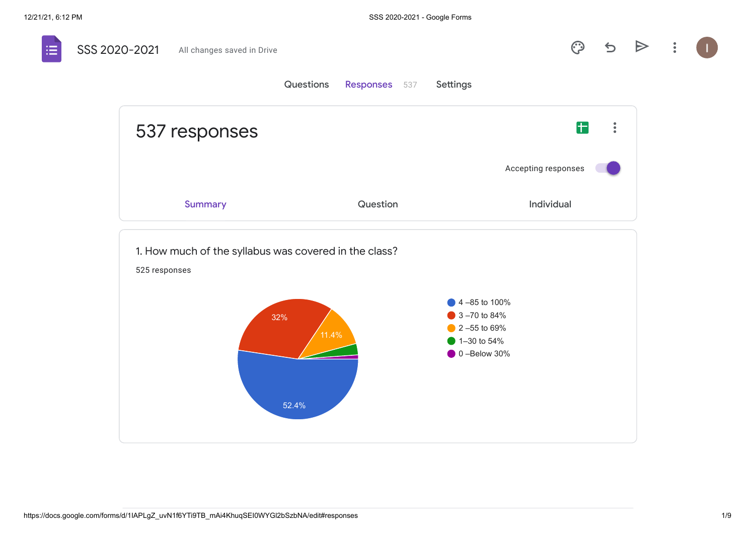# SSS 2020-2021

All changes saved in Drive

Questions | Responses 537 | Settings

## 537 responses

Accepting responses

Summary | Question | Individual

### 1. How much of the syllabus was covered in the class?

525 responses

- 4 –85 to 100% — 52.4%
- 3 –70 to 84% — 32%
- 2 –55 to 69% — 11.4%
- 1–30 to 54%
- 0 –Below 30%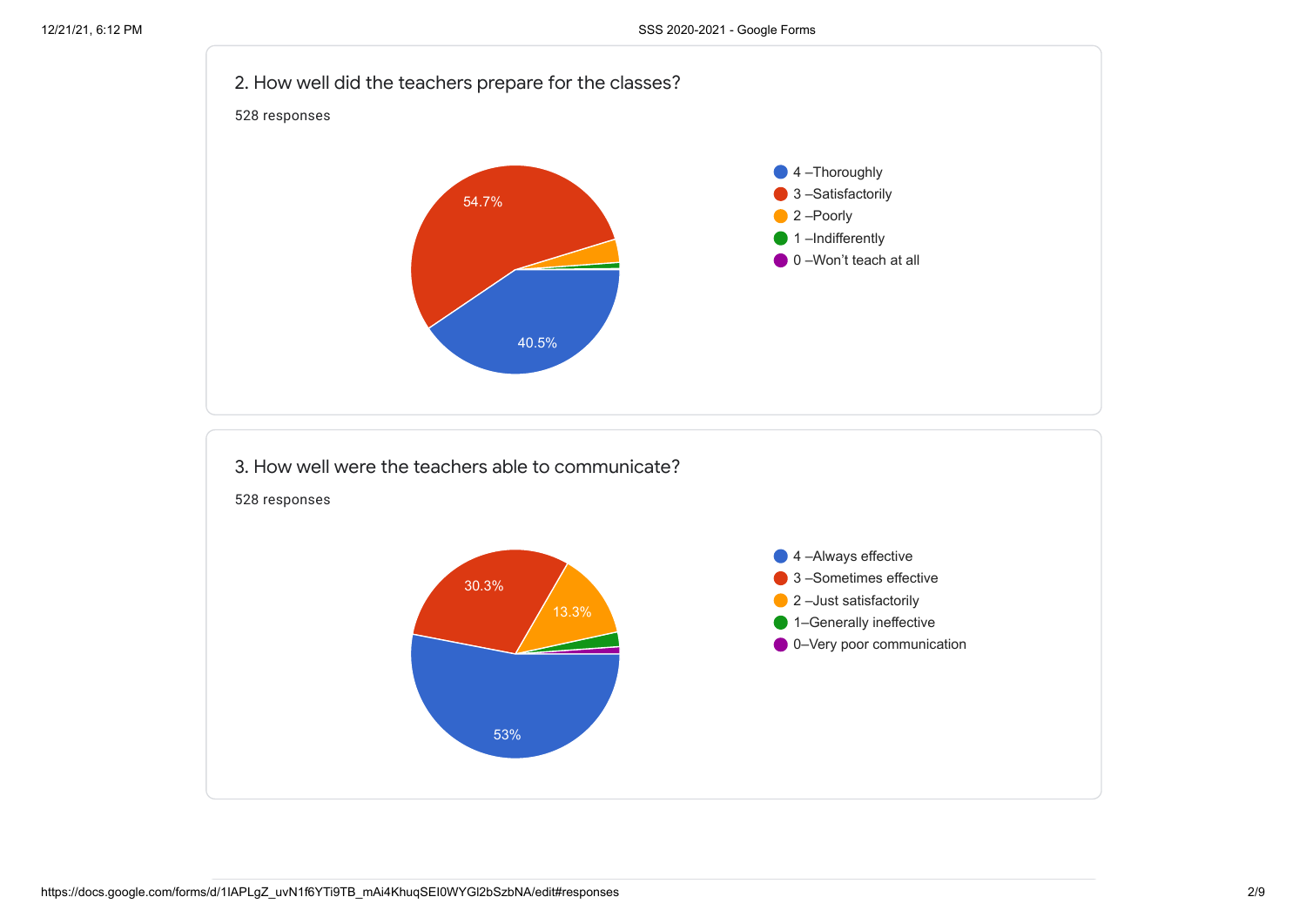## 2. How well did the teachers prepare for the classes?

528 responses

- 4 –Thoroughly
- 3 –Satisfactorily
- 2 –Poorly
- 1 –Indifferently
- 0 –Won't teach at all

54.7%

40.5%

## 3. How well were the teachers able to communicate?

528 responses

- 4 –Always effective
- 3 –Sometimes effective
- 2 –Just satisfactorily
- 1–Generally ineffective
- 0–Very poor communication

30.3%

13.3%

53%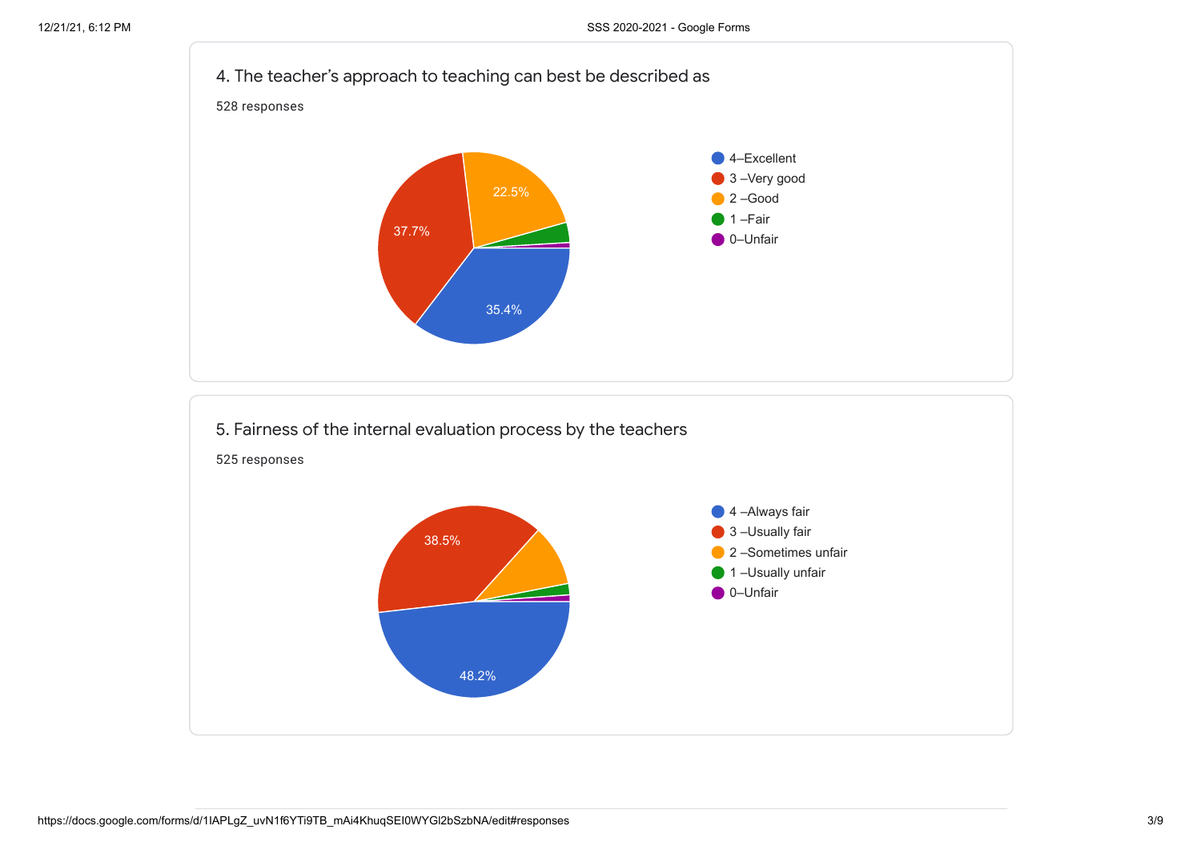## 4. The teacher's approach to teaching can best be described as

528 responses

- 4–Excellent: 35.4%
- 3 –Very good: 37.7%
- 2 –Good: 22.5%
- 1 –Fair
- 0–Unfair

## 5. Fairness of the internal evaluation process by the teachers

525 responses

- 4 –Always fair: 48.2%
- 3 –Usually fair: 38.5%
- 2 –Sometimes unfair
- 1 –Usually unfair
- 0–Unfair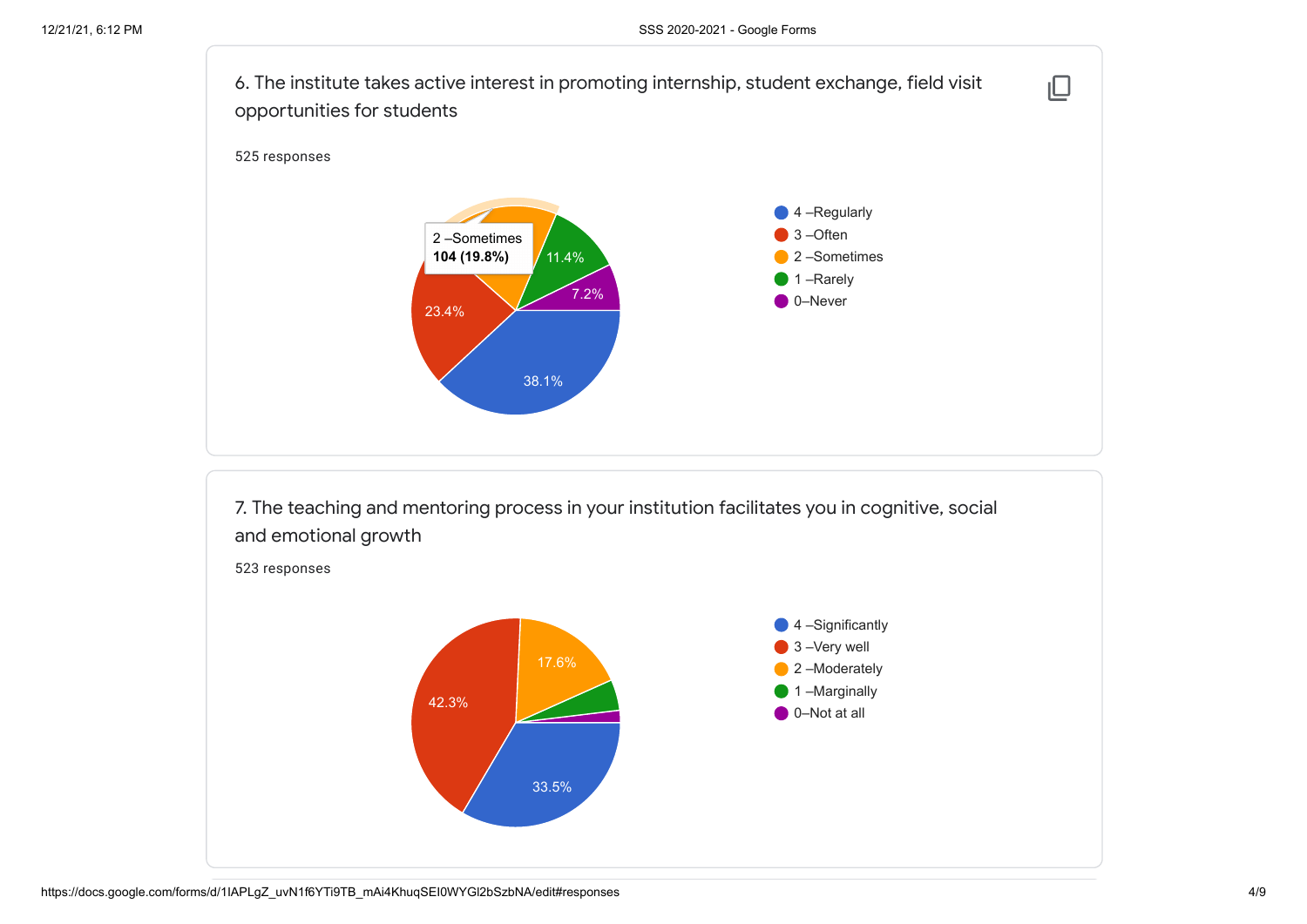6. The institute takes active interest in promoting internship, student exchange, field visit opportunities for students

525 responses

- 4 –Regularly: 38.1%
- 3 –Often: 23.4%
- 2 –Sometimes: 104 (19.8%)
- 1 –Rarely: 11.4%
- 0–Never: 7.2%

7. The teaching and mentoring process in your institution facilitates you in cognitive, social and emotional growth

523 responses

- 4 –Significantly: 33.5%
- 3 –Very well: 42.3%
- 2 –Moderately: 17.6%
- 1 –Marginally
- 0–Not at all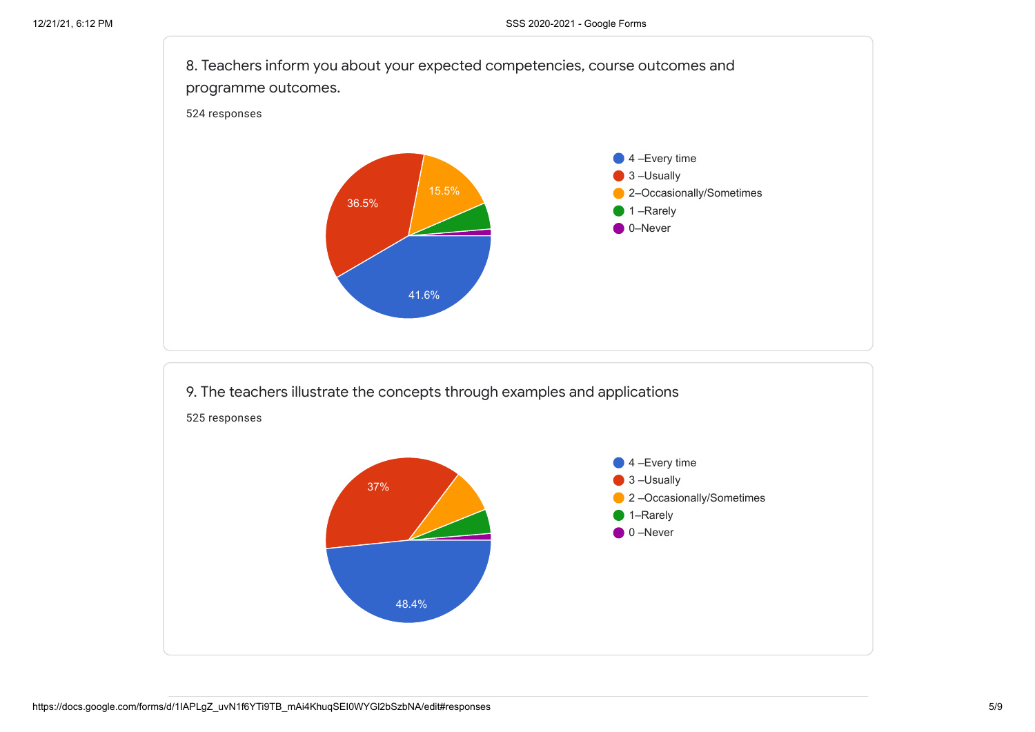8. Teachers inform you about your expected competencies, course outcomes and programme outcomes.

524 responses

- 4 –Every time
- 3 –Usually
- 2–Occasionally/Sometimes
- 1 –Rarely
- 0–Never

41.6%

36.5%

15.5%

9. The teachers illustrate the concepts through examples and applications

525 responses

- 4 –Every time
- 3 –Usually
- 2 –Occasionally/Sometimes
- 1–Rarely
- 0 –Never

48.4%

37%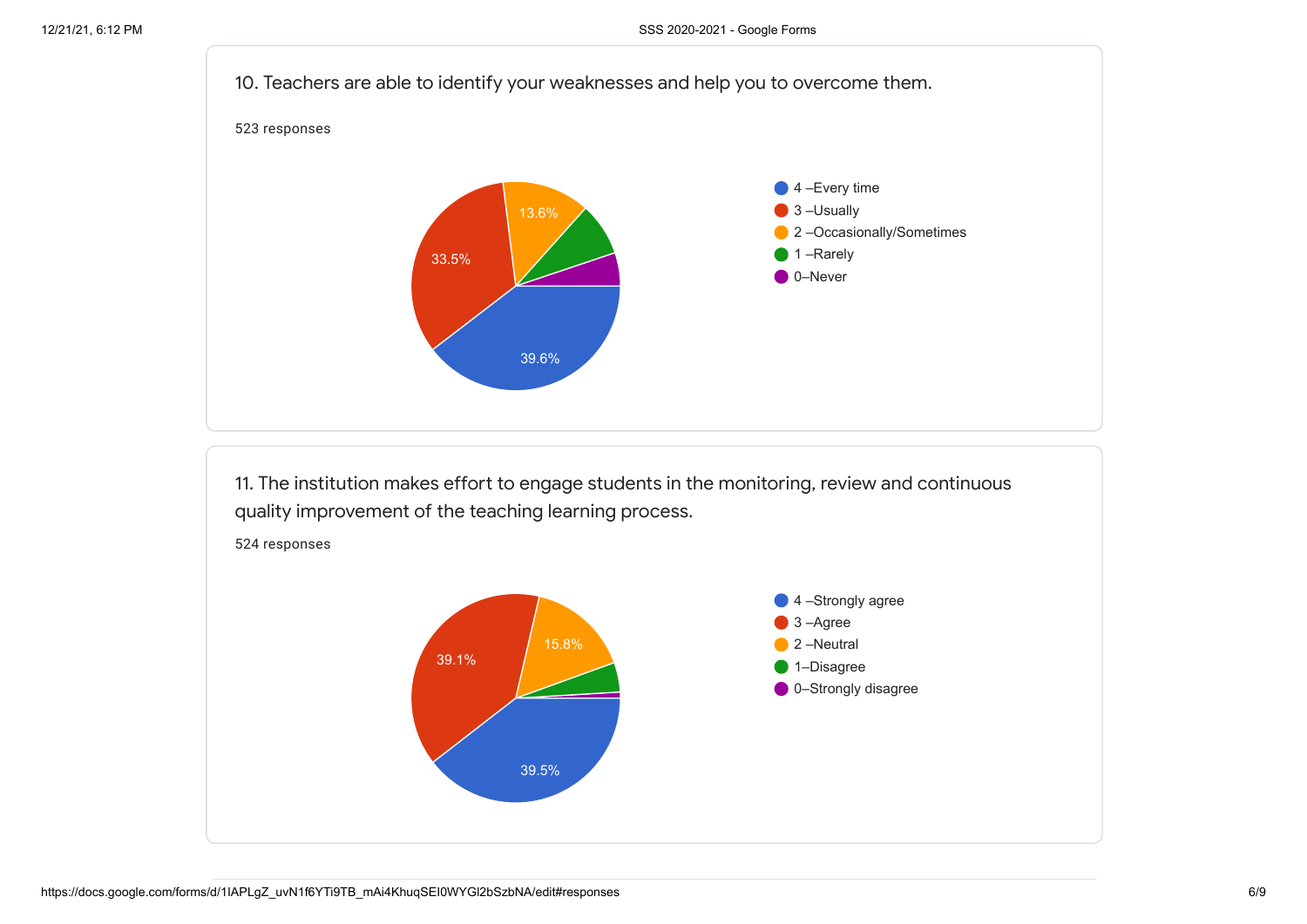10. Teachers are able to identify your weaknesses and help you to overcome them.

523 responses

| Response | Percentage |
| --- | --- |
| 4 –Every time | 39.6% |
| 3 –Usually | 33.5% |
| 2 –Occasionally/Sometimes | 13.6% |
| 1 –Rarely | |
| 0–Never | |

11. The institution makes effort to engage students in the monitoring, review and continuous quality improvement of the teaching learning process.

524 responses

| Response | Percentage |
| --- | --- |
| 4 –Strongly agree | 39.5% |
| 3 –Agree | 39.1% |
| 2 –Neutral | 15.8% |
| 1–Disagree | |
| 0–Strongly disagree | |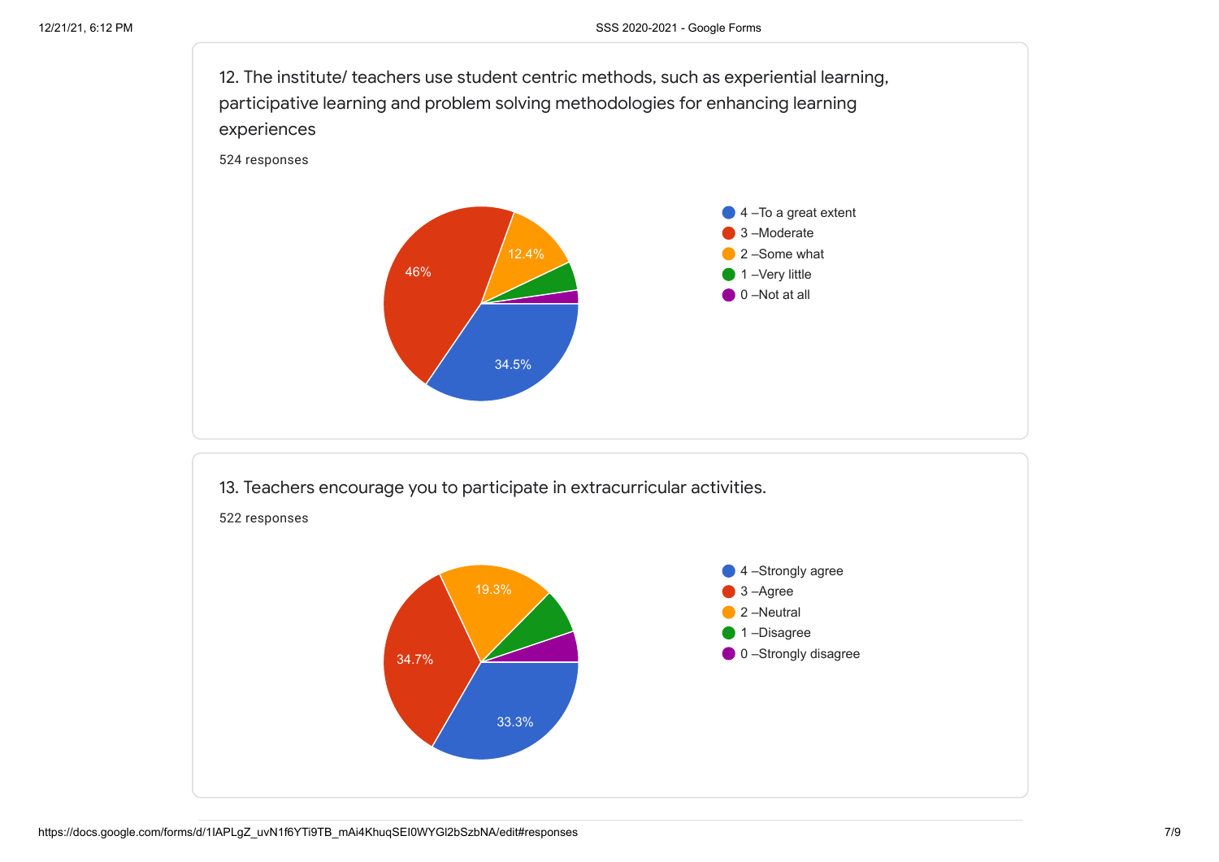12. The institute/ teachers use student centric methods, such as experiential learning, participative learning and problem solving methodologies for enhancing learning experiences

524 responses

- 4 –To a great extent: 34.5%
- 3 –Moderate: 46%
- 2 –Some what: 12.4%
- 1 –Very little
- 0 –Not at all

13. Teachers encourage you to participate in extracurricular activities.

522 responses

- 4 –Strongly agree: 33.3%
- 3 –Agree: 34.7%
- 2 –Neutral: 19.3%
- 1 –Disagree
- 0 –Strongly disagree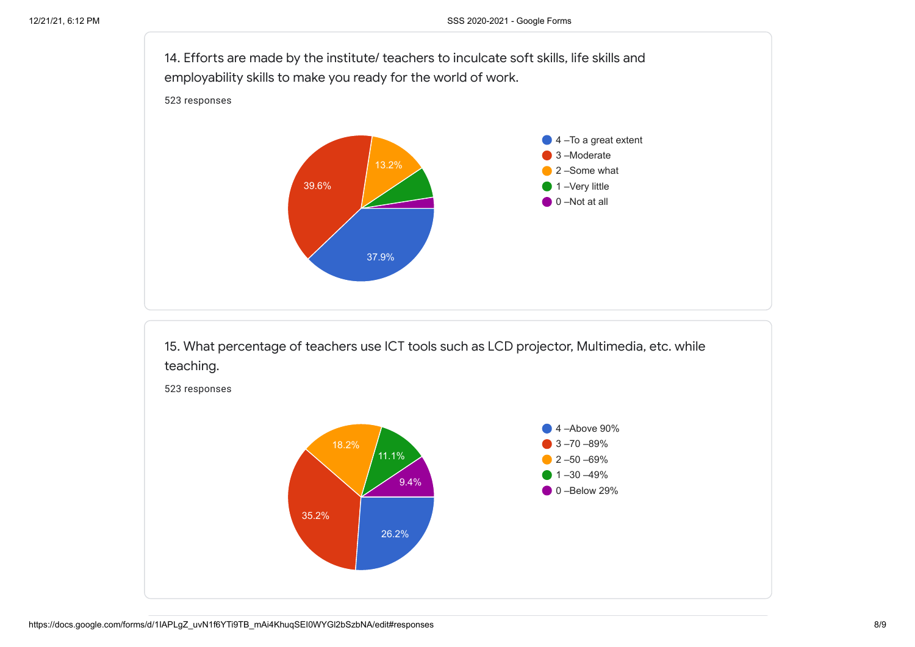14. Efforts are made by the institute/ teachers to inculcate soft skills, life skills and employability skills to make you ready for the world of work.

523 responses

- 4 –To a great extent: 37.9%
- 3 –Moderate: 39.6%
- 2 –Some what: 13.2%
- 1 –Very little
- 0 –Not at all

15. What percentage of teachers use ICT tools such as LCD projector, Multimedia, etc. while teaching.

523 responses

- 4 –Above 90%: 26.2%
- 3 –70 –89%: 35.2%
- 2 –50 –69%: 18.2%
- 1 –30 –49%: 11.1%
- 0 –Below 29%: 9.4%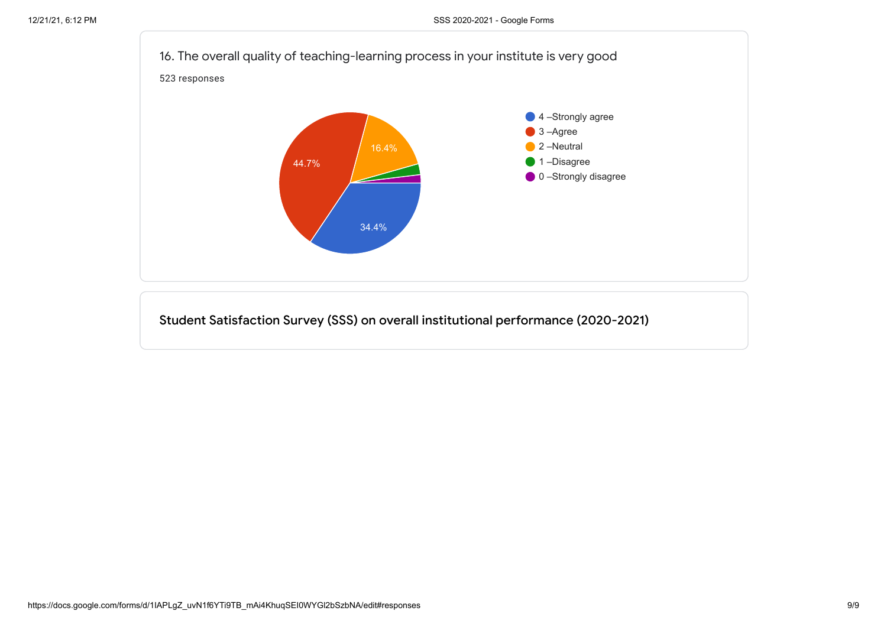16. The overall quality of teaching-learning process in your institute is very good

523 responses

44.7%
16.4%
34.4%

4 –Strongly agree
3 –Agree
2 –Neutral
1 –Disagree
0 –Strongly disagree

**Student Satisfaction Survey (SSS) on overall institutional performance (2020-2021)**